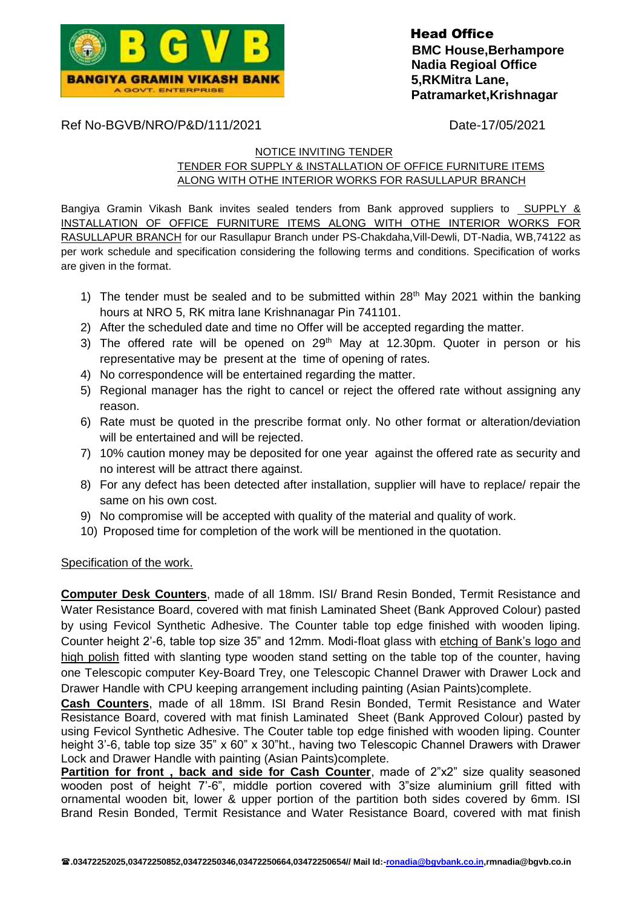**BGVB**
**BANGIYA GRAMIN VIKASH BANK**
A GOVT. ENTERPRISE

**Head Office**
**BMC House,Berhampore**
**Nadia Regioal Office**
**5,RKMitra Lane,**
**Patramarket,Krishnagar**

Ref No-BGVB/NRO/P&D/111/2021 Date-17/05/2021

NOTICE INVITING TENDER
TENDER FOR SUPPLY & INSTALLATION OF OFFICE FURNITURE ITEMS ALONG WITH OTHE INTERIOR WORKS FOR RASULLAPUR BRANCH

Bangiya Gramin Vikash Bank invites sealed tenders from Bank approved suppliers to SUPPLY & INSTALLATION OF OFFICE FURNITURE ITEMS ALONG WITH OTHE INTERIOR WORKS FOR RASULLAPUR BRANCH for our Rasullapur Branch under PS-Chakdaha,Vill-Dewli, DT-Nadia, WB,74122 as per work schedule and specification considering the following terms and conditions. Specification of works are given in the format.

1) The tender must be sealed and to be submitted within 28th May 2021 within the banking hours at NRO 5, RK mitra lane Krishnanagar Pin 741101.
2) After the scheduled date and time no Offer will be accepted regarding the matter.
3) The offered rate will be opened on 29th May at 12.30pm. Quoter in person or his representative may be present at the time of opening of rates.
4) No correspondence will be entertained regarding the matter.
5) Regional manager has the right to cancel or reject the offered rate without assigning any reason.
6) Rate must be quoted in the prescribe format only. No other format or alteration/deviation will be entertained and will be rejected.
7) 10% caution money may be deposited for one year against the offered rate as security and no interest will be attract there against.
8) For any defect has been detected after installation, supplier will have to replace/ repair the same on his own cost.
9) No compromise will be accepted with quality of the material and quality of work.
10) Proposed time for completion of the work will be mentioned in the quotation.

Specification of the work.

**Computer Desk Counters**, made of all 18mm. ISI/ Brand Resin Bonded, Termit Resistance and Water Resistance Board, covered with mat finish Laminated Sheet (Bank Approved Colour) pasted by using Fevicol Synthetic Adhesive. The Counter table top edge finished with wooden liping. Counter height 2'-6, table top size 35" and 12mm. Modi-float glass with etching of Bank's logo and high polish fitted with slanting type wooden stand setting on the table top of the counter, having one Telescopic computer Key-Board Trey, one Telescopic Channel Drawer with Drawer Lock and Drawer Handle with CPU keeping arrangement including painting (Asian Paints)complete.

**Cash Counters**, made of all 18mm. ISI Brand Resin Bonded, Termit Resistance and Water Resistance Board, covered with mat finish Laminated Sheet (Bank Approved Colour) pasted by using Fevicol Synthetic Adhesive. The Couter table top edge finished with wooden liping. Counter height 3'-6, table top size 35" x 60" x 30"ht., having two Telescopic Channel Drawers with Drawer Lock and Drawer Handle with painting (Asian Paints)complete.

**Partition for front , back and side for Cash Counter**, made of 2"x2" size quality seasoned wooden post of height 7'-6", middle portion covered with 3"size aluminium grill fitted with ornamental wooden bit, lower & upper portion of the partition both sides covered by 6mm. ISI Brand Resin Bonded, Termit Resistance and Water Resistance Board, covered with mat finish

☎.03472252025,03472250852,03472250346,03472250664,03472250654// Mail Id:-ronadia@bgvbank.co.in,rmnadia@bgvb.co.in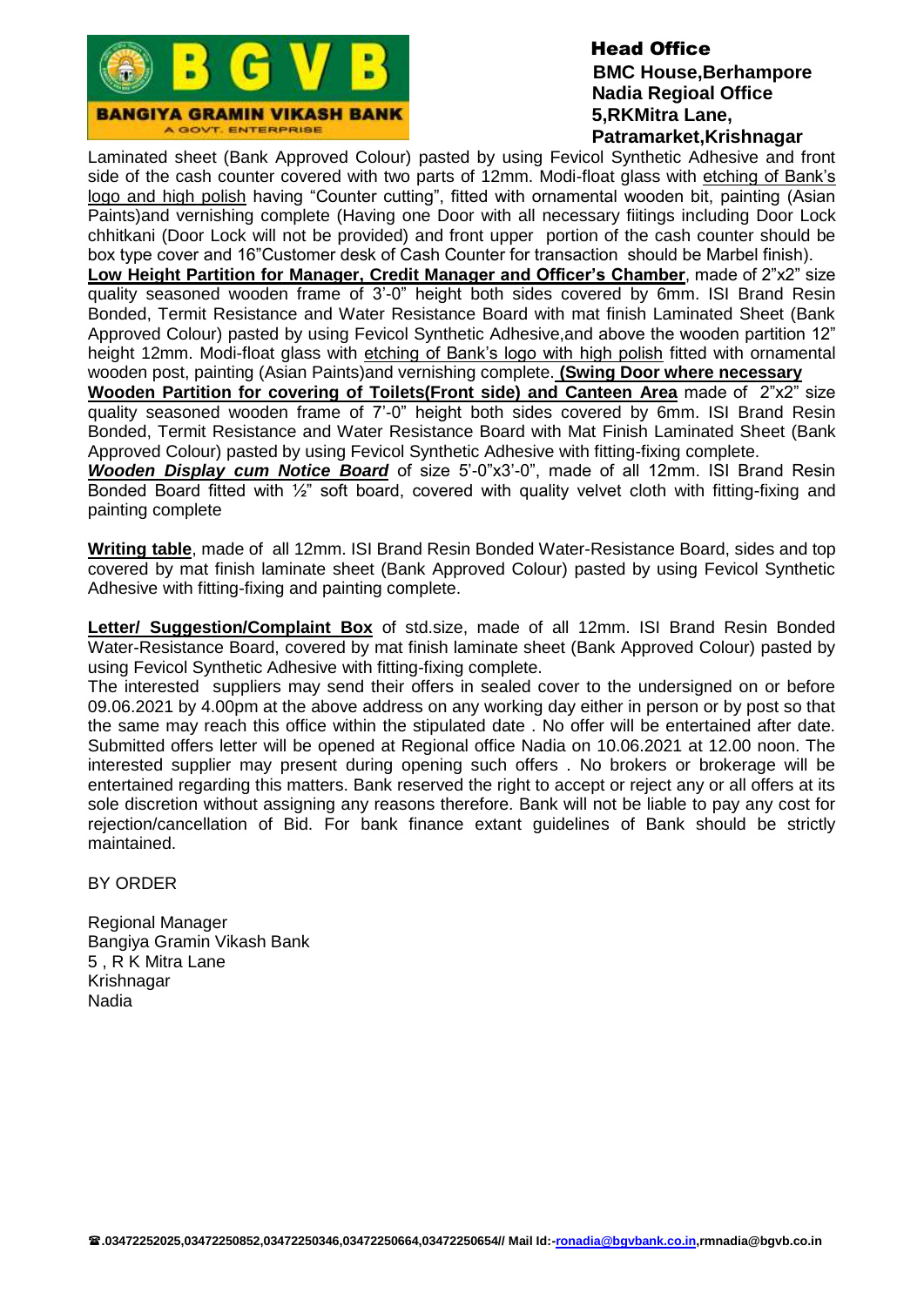**Head Office**
**BMC House,Berhampore**
**Nadia Regioal Office**
**5,RKMitra Lane,**
**Patramarket,Krishnagar**

Laminated sheet (Bank Approved Colour) pasted by using Fevicol Synthetic Adhesive and front side of the cash counter covered with two parts of 12mm. Modi-float glass with etching of Bank's logo and high polish having "Counter cutting", fitted with ornamental wooden bit, painting (Asian Paints)and vernishing complete (Having one Door with all necessary fiitings including Door Lock chhitkani (Door Lock will not be provided) and front upper portion of the cash counter should be box type cover and 16"Customer desk of Cash Counter for transaction should be Marbel finish).

**Low Height Partition for Manager, Credit Manager and Officer's Chamber**, made of 2"x2" size quality seasoned wooden frame of 3'-0" height both sides covered by 6mm. ISI Brand Resin Bonded, Termit Resistance and Water Resistance Board with mat finish Laminated Sheet (Bank Approved Colour) pasted by using Fevicol Synthetic Adhesive,and above the wooden partition 12" height 12mm. Modi-float glass with etching of Bank's logo with high polish fitted with ornamental wooden post, painting (Asian Paints)and vernishing complete. **(Swing Door where necessary**

**Wooden Partition for covering of Toilets(Front side) and Canteen Area** made of 2"x2" size quality seasoned wooden frame of 7'-0" height both sides covered by 6mm. ISI Brand Resin Bonded, Termit Resistance and Water Resistance Board with Mat Finish Laminated Sheet (Bank Approved Colour) pasted by using Fevicol Synthetic Adhesive with fitting-fixing complete.

***Wooden Display cum Notice Board*** of size 5'-0"x3'-0", made of all 12mm. ISI Brand Resin Bonded Board fitted with ½" soft board, covered with quality velvet cloth with fitting-fixing and painting complete

**Writing table**, made of all 12mm. ISI Brand Resin Bonded Water-Resistance Board, sides and top covered by mat finish laminate sheet (Bank Approved Colour) pasted by using Fevicol Synthetic Adhesive with fitting-fixing and painting complete.

**Letter/ Suggestion/Complaint Box** of std.size, made of all 12mm. ISI Brand Resin Bonded Water-Resistance Board, covered by mat finish laminate sheet (Bank Approved Colour) pasted by using Fevicol Synthetic Adhesive with fitting-fixing complete.

The interested suppliers may send their offers in sealed cover to the undersigned on or before 09.06.2021 by 4.00pm at the above address on any working day either in person or by post so that the same may reach this office within the stipulated date . No offer will be entertained after date. Submitted offers letter will be opened at Regional office Nadia on 10.06.2021 at 12.00 noon. The interested supplier may present during opening such offers . No brokers or brokerage will be entertained regarding this matters. Bank reserved the right to accept or reject any or all offers at its sole discretion without assigning any reasons therefore. Bank will not be liable to pay any cost for rejection/cancellation of Bid. For bank finance extant guidelines of Bank should be strictly maintained.

BY ORDER

Regional Manager
Bangiya Gramin Vikash Bank
5 , R K Mitra Lane
Krishnagar
Nadia

☎.03472252025,03472250852,03472250346,03472250664,03472250654// Mail Id:-ronadia@bgvbank.co.in,rmnadia@bgvb.co.in